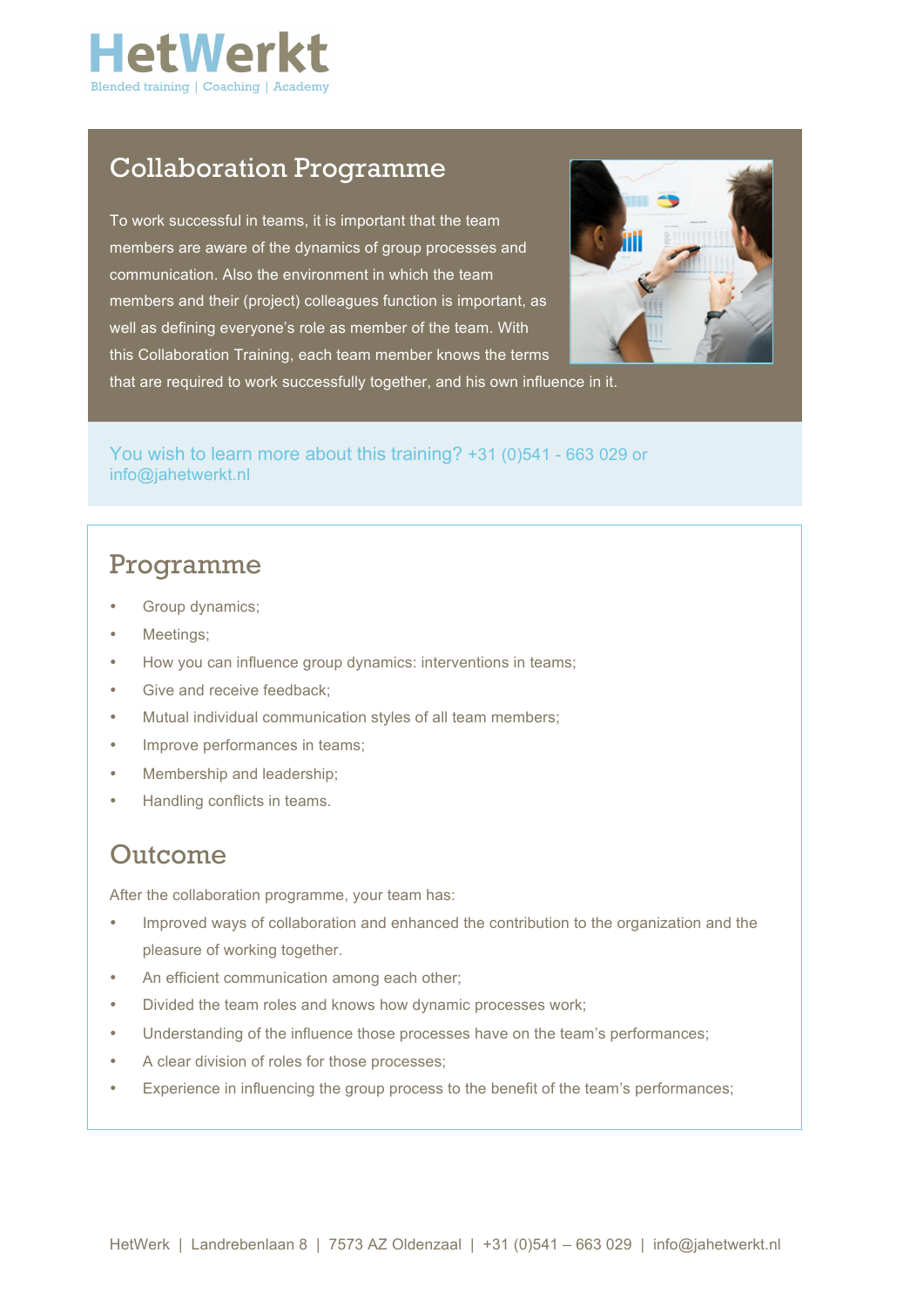# HetWerkt

Blended training | Coaching | Academy

## Collaboration Programme

To work successful in teams, it is important that the team members are aware of the dynamics of group processes and communication. Also the environment in which the team members and their (project) colleagues function is important, as well as defining everyone's role as member of the team. With this Collaboration Training, each team member knows the terms that are required to work successfully together, and his own influence in it.

You wish to learn more about this training? +31 (0)541 - 663 029 or info@jahetwerkt.nl

## Programme

- Group dynamics;
- Meetings;
- How you can influence group dynamics: interventions in teams;
- Give and receive feedback;
- Mutual individual communication styles of all team members;
- Improve performances in teams;
- Membership and leadership;
- Handling conflicts in teams.

## Outcome

After the collaboration programme, your team has:

- Improved ways of collaboration and enhanced the contribution to the organization and the pleasure of working together.
- An efficient communication among each other;
- Divided the team roles and knows how dynamic processes work;
- Understanding of the influence those processes have on the team's performances;
- A clear division of roles for those processes;
- Experience in influencing the group process to the benefit of the team's performances;

HetWerk | Landrebenlaan 8 | 7573 AZ Oldenzaal | +31 (0)541 – 663 029 | info@jahetwerkt.nl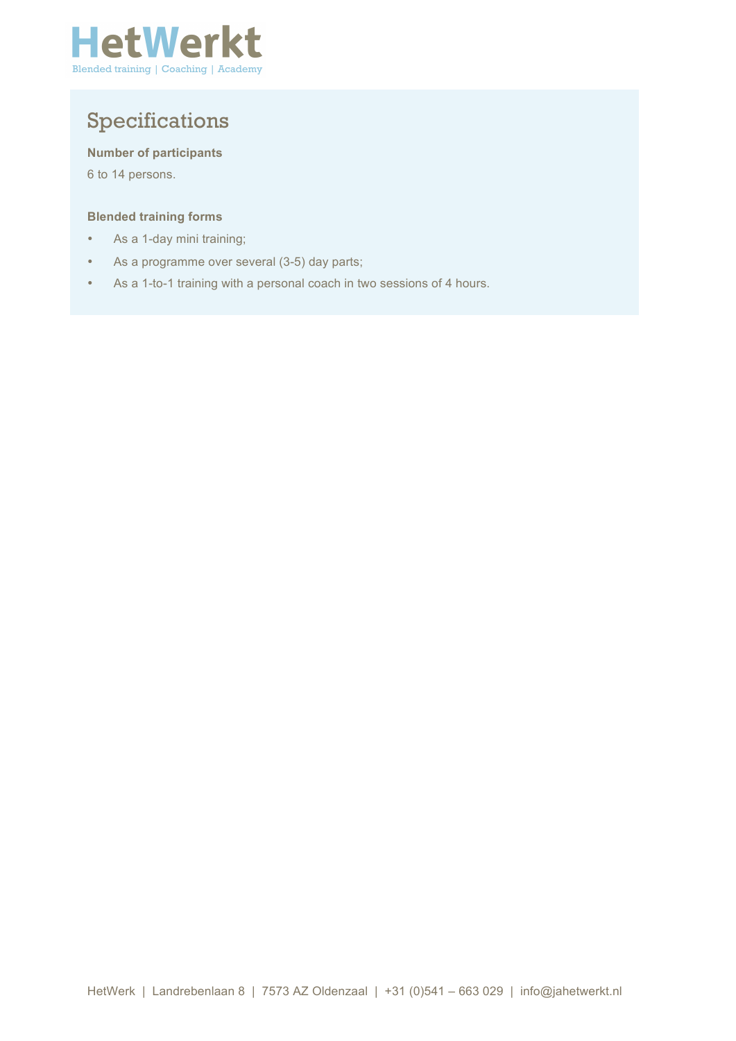## Specifications

**Number of participants**

6 to 14 persons.

**Blended training forms**

- As a 1-day mini training;
- As a programme over several (3-5) day parts;
- As a 1-to-1 training with a personal coach in two sessions of 4 hours.